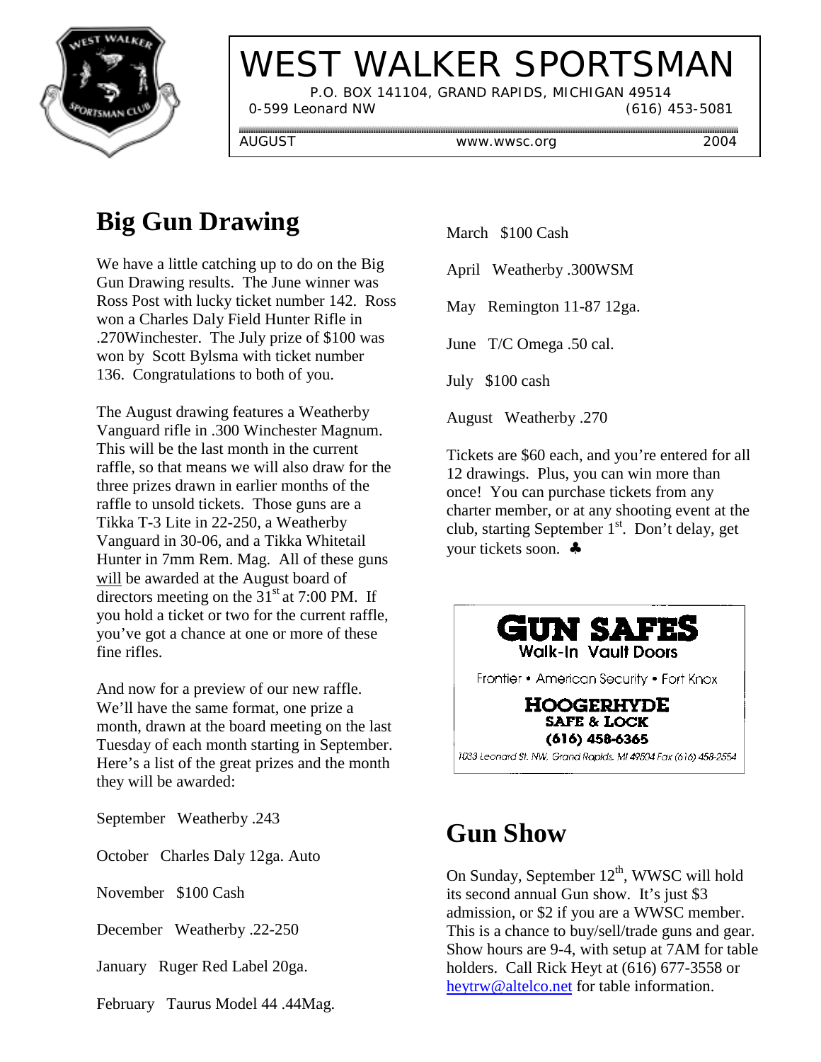# WEST WALKER SPORTSMAN

P.O. BOX 141104, GRAND RAPIDS, MICHIGAN 49514

0-599 Leonard NW (616) 453-5081

AUGUST www.wwsc.org 2004

## Big Gun Drawing

We have a little catching up to do on the Big Gun Drawing results. The June winner was Ross Post with lucky ticket number 142. Ross won a Charles Daly Field Hunter Rifle in .270Winchester. The July prize of $100 was won by Scott Bylsma with ticket number 136. Congratulations to both of you.

The August drawing features a Weatherby Vanguard rifle in .300 Winchester Magnum. This will be the last month in the current raffle, so that means we will also draw for the three prizes drawn in earlier months of the raffle to unsold tickets. Those guns are a Tikka T-3 Lite in 22-250, a Weatherby Vanguard in 30-06, and a Tikka Whitetail Hunter in 7mm Rem. Mag. All of these guns will be awarded at the August board of directors meeting on the 31st at 7:00 PM. If you hold a ticket or two for the current raffle, you've got a chance at one or more of these fine rifles.

And now for a preview of our new raffle. We'll have the same format, one prize a month, drawn at the board meeting on the last Tuesday of each month starting in September. Here's a list of the great prizes and the month they will be awarded:

September Weatherby .243

October Charles Daly 12ga. Auto

November $100 Cash

December Weatherby .22-250

January Ruger Red Label 20ga.

February Taurus Model 44 .44Mag.

March $100 Cash

April Weatherby .300WSM

May Remington 11-87 12ga.

June T/C Omega .50 cal.

July $100 cash

August Weatherby .270

Tickets are $60 each, and you're entered for all 12 drawings. Plus, you can win more than once! You can purchase tickets from any charter member, or at any shooting event at the club, starting September 1st. Don't delay, get your tickets soon. ♣

**GUN SAFES**
Walk-In Vault Doors

Frontier • American Security • Fort Knox

**HOOGERHYDE**
**SAFE & LOCK**
**(616) 458-6365**

1033 Leonard St. NW, Grand Rapids, MI 49504 Fax (616) 458-2554

## Gun Show

On Sunday, September 12th, WWSC will hold its second annual Gun show. It's just $3 admission, or $2 if you are a WWSC member. This is a chance to buy/sell/trade guns and gear. Show hours are 9-4, with setup at 7AM for table holders. Call Rick Heyt at (616) 677-3558 or heytrw@altelco.net for table information.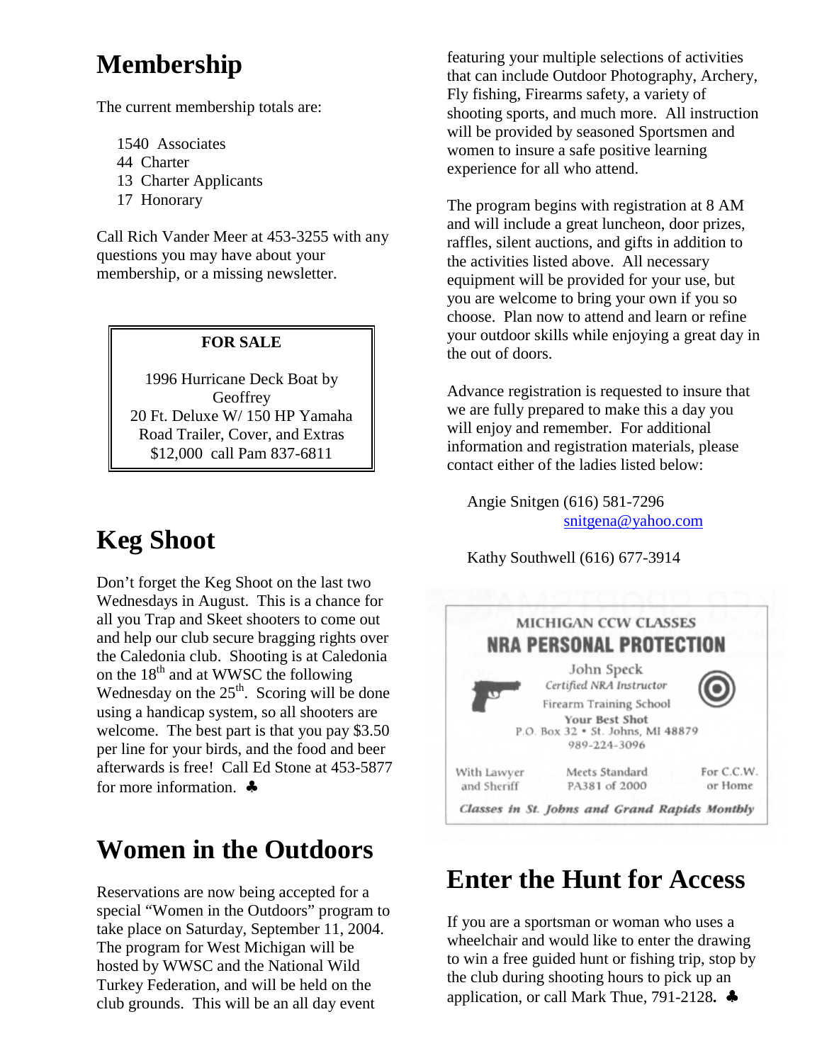# Membership

The current membership totals are:

1540 Associates
44 Charter
13 Charter Applicants
17 Honorary

Call Rich Vander Meer at 453-3255 with any questions you may have about your membership, or a missing newsletter.

**FOR SALE**

1996 Hurricane Deck Boat by Geoffrey
20 Ft. Deluxe W/ 150 HP Yamaha
Road Trailer, Cover, and Extras
$12,000 call Pam 837-6811

# Keg Shoot

Don't forget the Keg Shoot on the last two Wednesdays in August. This is a chance for all you Trap and Skeet shooters to come out and help our club secure bragging rights over the Caledonia club. Shooting is at Caledonia on the 18th and at WWSC the following Wednesday on the 25th. Scoring will be done using a handicap system, so all shooters are welcome. The best part is that you pay $3.50 per line for your birds, and the food and beer afterwards is free! Call Ed Stone at 453-5877 for more information. ♣

# Women in the Outdoors

Reservations are now being accepted for a special "Women in the Outdoors" program to take place on Saturday, September 11, 2004. The program for West Michigan will be hosted by WWSC and the National Wild Turkey Federation, and will be held on the club grounds. This will be an all day event featuring your multiple selections of activities that can include Outdoor Photography, Archery, Fly fishing, Firearms safety, a variety of shooting sports, and much more. All instruction will be provided by seasoned Sportsmen and women to insure a safe positive learning experience for all who attend.

The program begins with registration at 8 AM and will include a great luncheon, door prizes, raffles, silent auctions, and gifts in addition to the activities listed above. All necessary equipment will be provided for your use, but you are welcome to bring your own if you so choose. Plan now to attend and learn or refine your outdoor skills while enjoying a great day in the out of doors.

Advance registration is requested to insure that we are fully prepared to make this a day you will enjoy and remember. For additional information and registration materials, please contact either of the ladies listed below:

Angie Snitgen (616) 581-7296
snitgena@yahoo.com

Kathy Southwell (616) 677-3914

MICHIGAN CCW CLASSES
**NRA PERSONAL PROTECTION**
John Speck
*Certified NRA Instructor*
Firearm Training School
**Your Best Shot**
P.O. Box 32 • St. Johns, MI 48879
989-224-3096

With Lawyer and Sheriff | Meets Standard PA381 of 2000 | For C.C.W. or Home

***Classes in St. Johns and Grand Rapids Monthly***

# Enter the Hunt for Access

If you are a sportsman or woman who uses a wheelchair and would like to enter the drawing to win a free guided hunt or fishing trip, stop by the club during shooting hours to pick up an application, or call Mark Thue, 791-2128. ♣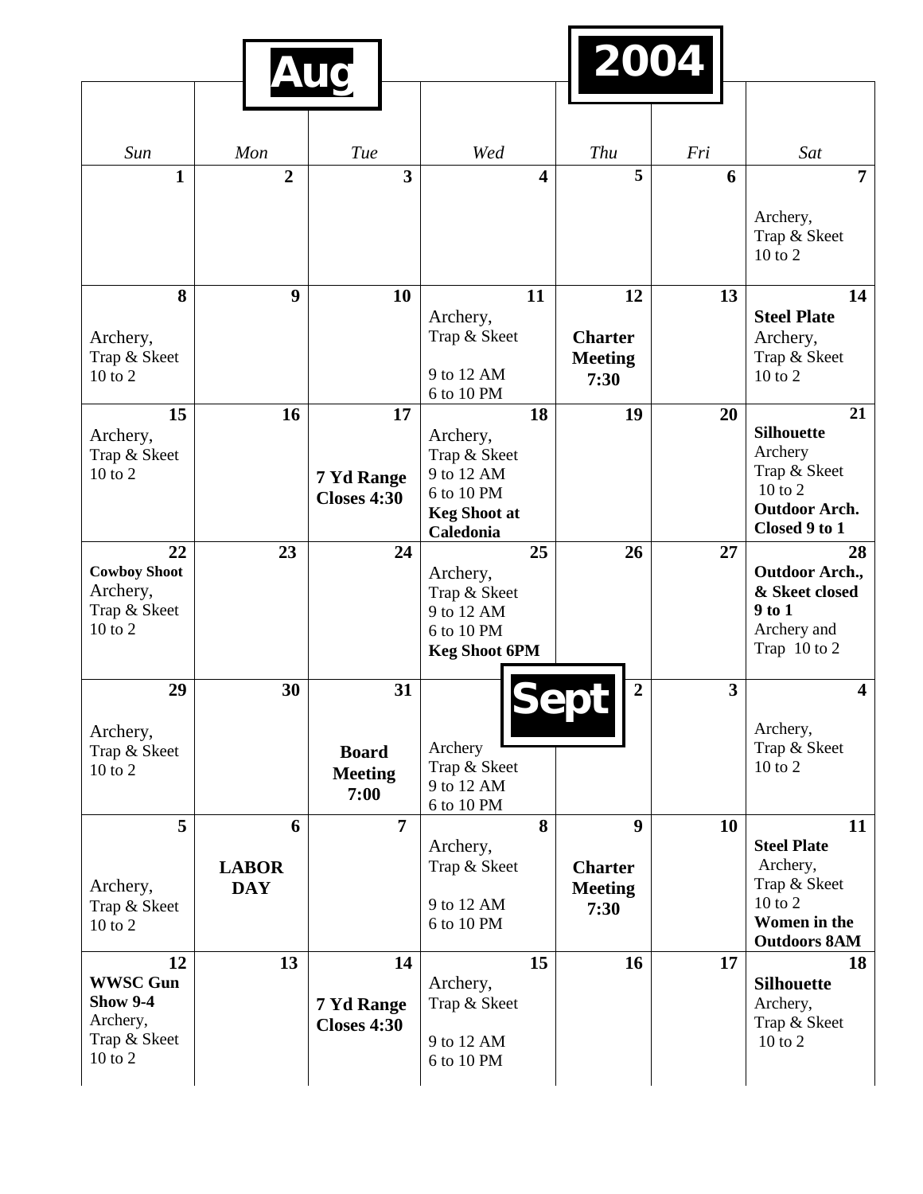# Aug 2004

| Sun | Mon | Tue | Wed | Thu | Fri | Sat |
|---|---|---|---|---|---|---|
| **1** | **2** | **3** | **4** | **5** | **6** | **7** Archery, Trap & Skeet 10 to 2 |
| **8** Archery, Trap & Skeet 10 to 2 | **9** | **10** | **11** Archery, Trap & Skeet 9 to 12 AM 6 to 10 PM | **12** **Charter Meeting 7:30** | **13** | **14** **Steel Plate** Archery, Trap & Skeet 10 to 2 |
| **15** Archery, Trap & Skeet 10 to 2 | **16** | **17** **7 Yd Range Closes 4:30** | **18** Archery, Trap & Skeet 9 to 12 AM 6 to 10 PM **Keg Shoot at Caledonia** | **19** | **20** | **21** **Silhouette** Archery Trap & Skeet 10 to 2 **Outdoor Arch. Closed 9 to 1** |
| **22** **Cowboy Shoot** Archery, Trap & Skeet 10 to 2 | **23** | **24** | **25** Archery, Trap & Skeet 9 to 12 AM 6 to 10 PM **Keg Shoot 6PM** | **26** | **27** | **28** **Outdoor Arch., & Skeet closed 9 to 1** Archery and Trap 10 to 2 |
| **29** Archery, Trap & Skeet 10 to 2 | **30** | **31** **Board Meeting 7:00** | **Sept** Archery Trap & Skeet 9 to 12 AM 6 to 10 PM | **2** | **3** | **4** Archery, Trap & Skeet 10 to 2 |
| **5** Archery, Trap & Skeet 10 to 2 | **6** **LABOR DAY** | **7** | **8** Archery, Trap & Skeet 9 to 12 AM 6 to 10 PM | **9** **Charter Meeting 7:30** | **10** | **11** **Steel Plate** Archery, Trap & Skeet 10 to 2 **Women in the Outdoors 8AM** |
| **12** **WWSC Gun Show 9-4** Archery, Trap & Skeet 10 to 2 | **13** | **14** **7 Yd Range Closes 4:30** | **15** Archery, Trap & Skeet 9 to 12 AM 6 to 10 PM | **16** | **17** | **18** **Silhouette** Archery, Trap & Skeet 10 to 2 |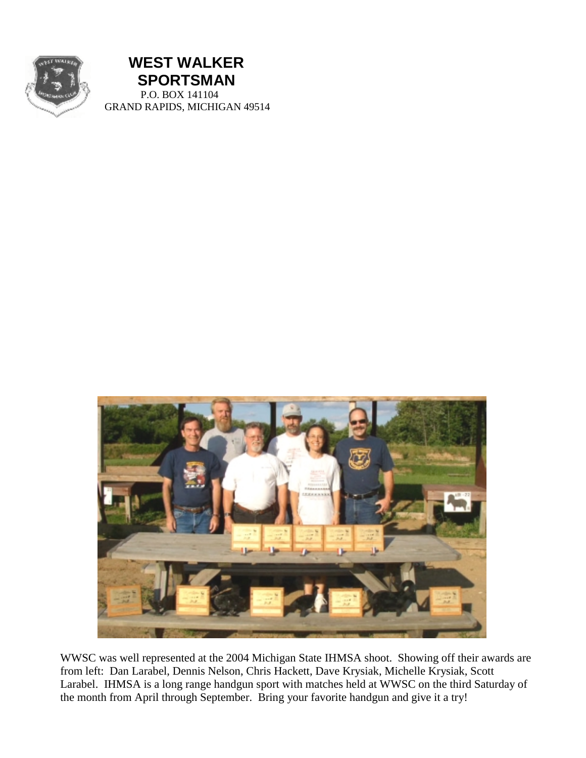**WEST WALKER SPORTSMAN**

P.O. BOX 141104
GRAND RAPIDS, MICHIGAN 49514

WWSC was well represented at the 2004 Michigan State IHMSA shoot. Showing off their awards are from left: Dan Larabel, Dennis Nelson, Chris Hackett, Dave Krysiak, Michelle Krysiak, Scott Larabel. IHMSA is a long range handgun sport with matches held at WWSC on the third Saturday of the month from April through September. Bring your favorite handgun and give it a try!